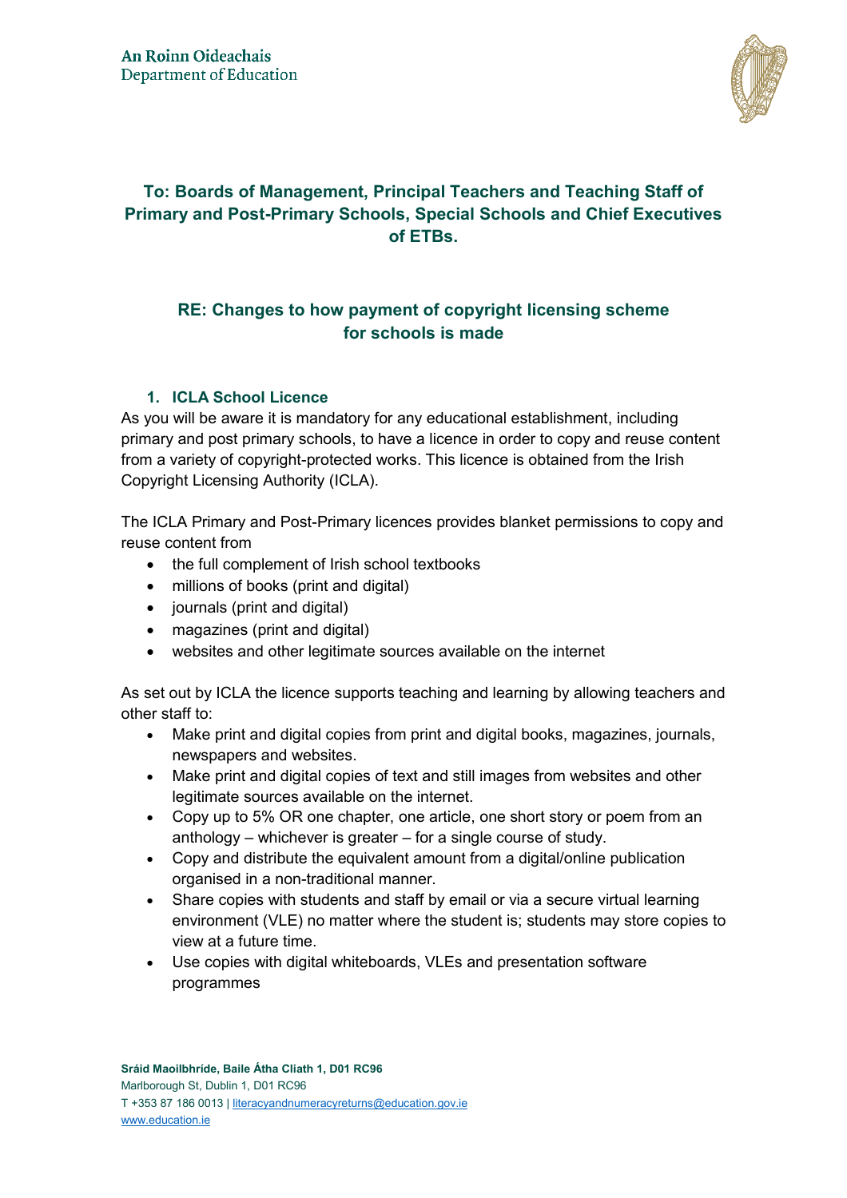**To: Boards of Management, Principal Teachers and Teaching Staff of Primary and Post-Primary Schools, Special Schools and Chief Executives of ETBs.**

## RE: Changes to how payment of copyright licensing scheme for schools is made

### 1. ICLA School Licence

As you will be aware it is mandatory for any educational establishment, including primary and post primary schools, to have a licence in order to copy and reuse content from a variety of copyright-protected works. This licence is obtained from the Irish Copyright Licensing Authority (ICLA).

The ICLA Primary and Post-Primary licences provides blanket permissions to copy and reuse content from

- the full complement of Irish school textbooks
- millions of books (print and digital)
- journals (print and digital)
- magazines (print and digital)
- websites and other legitimate sources available on the internet

As set out by ICLA the licence supports teaching and learning by allowing teachers and other staff to:

- Make print and digital copies from print and digital books, magazines, journals, newspapers and websites.
- Make print and digital copies of text and still images from websites and other legitimate sources available on the internet.
- Copy up to 5% OR one chapter, one article, one short story or poem from an anthology – whichever is greater – for a single course of study.
- Copy and distribute the equivalent amount from a digital/online publication organised in a non-traditional manner.
- Share copies with students and staff by email or via a secure virtual learning environment (VLE) no matter where the student is; students may store copies to view at a future time.
- Use copies with digital whiteboards, VLEs and presentation software programmes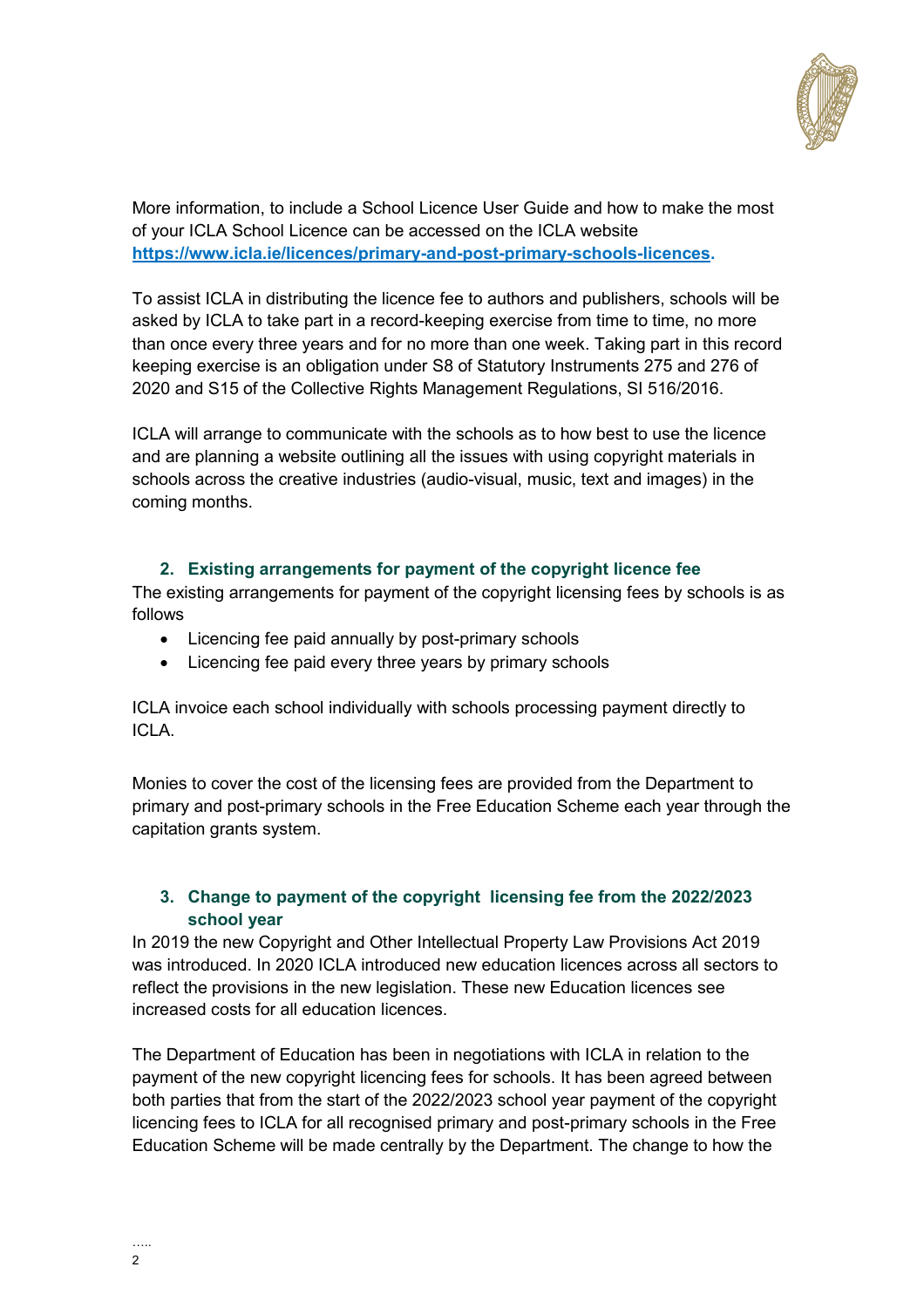More information, to include a School Licence User Guide and how to make the most of your ICLA School Licence can be accessed on the ICLA website **https://www.icla.ie/licences/primary-and-post-primary-schools-licences**.

To assist ICLA in distributing the licence fee to authors and publishers, schools will be asked by ICLA to take part in a record-keeping exercise from time to time, no more than once every three years and for no more than one week. Taking part in this record keeping exercise is an obligation under S8 of Statutory Instruments 275 and 276 of 2020 and S15 of the Collective Rights Management Regulations, SI 516/2016.

ICLA will arrange to communicate with the schools as to how best to use the licence and are planning a website outlining all the issues with using copyright materials in schools across the creative industries (audio-visual, music, text and images) in the coming months.

## 2. Existing arrangements for payment of the copyright licence fee

The existing arrangements for payment of the copyright licensing fees by schools is as follows

- Licencing fee paid annually by post-primary schools
- Licencing fee paid every three years by primary schools

ICLA invoice each school individually with schools processing payment directly to ICLA.

Monies to cover the cost of the licensing fees are provided from the Department to primary and post-primary schools in the Free Education Scheme each year through the capitation grants system.

## 3. Change to payment of the copyright licensing fee from the 2022/2023 school year

In 2019 the new Copyright and Other Intellectual Property Law Provisions Act 2019 was introduced. In 2020 ICLA introduced new education licences across all sectors to reflect the provisions in the new legislation. These new Education licences see increased costs for all education licences.

The Department of Education has been in negotiations with ICLA in relation to the payment of the new copyright licencing fees for schools. It has been agreed between both parties that from the start of the 2022/2023 school year payment of the copyright licencing fees to ICLA for all recognised primary and post-primary schools in the Free Education Scheme will be made centrally by the Department. The change to how the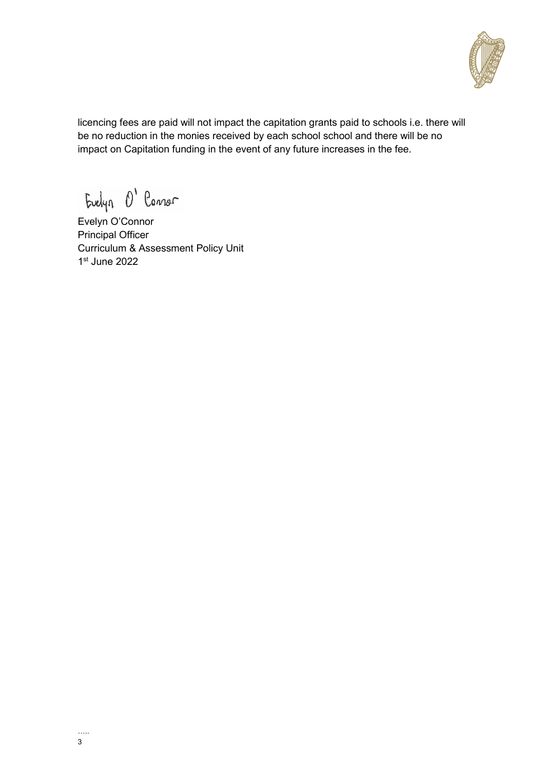licencing fees are paid will not impact the capitation grants paid to schools i.e. there will be no reduction in the monies received by each school school and there will be no impact on Capitation funding in the event of any future increases in the fee.

Evelyn O'Connor

Evelyn O'Connor
Principal Officer
Curriculum & Assessment Policy Unit
1st June 2022